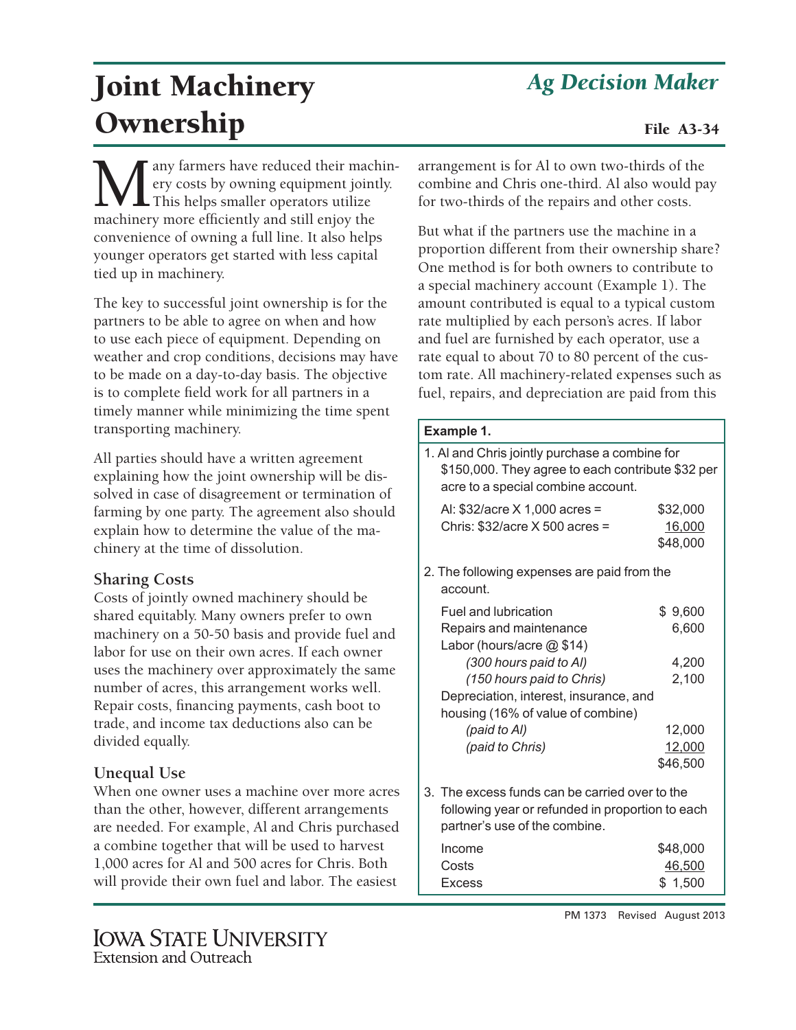# Joint Machinery Ownership

*Ag Decision Maker*

File A3-34

Many farmers have reduced their machinery costs by owning equipment jointly. This helps smaller operators utilize machinery more efficiently and still enjoy the convenience of owning a full line. It also helps younger operators get started with less capital tied up in machinery.

The key to successful joint ownership is for the partners to be able to agree on when and how to use each piece of equipment. Depending on weather and crop conditions, decisions may have to be made on a day-to-day basis. The objective is to complete field work for all partners in a timely manner while minimizing the time spent transporting machinery.

All parties should have a written agreement explaining how the joint ownership will be dissolved in case of disagreement or termination of farming by one party. The agreement also should explain how to determine the value of the machinery at the time of dissolution.

### Sharing Costs

Costs of jointly owned machinery should be shared equitably. Many owners prefer to own machinery on a 50-50 basis and provide fuel and labor for use on their own acres. If each owner uses the machinery over approximately the same number of acres, this arrangement works well. Repair costs, financing payments, cash boot to trade, and income tax deductions also can be divided equally.

### Unequal Use

When one owner uses a machine over more acres than the other, however, different arrangements are needed. For example, Al and Chris purchased a combine together that will be used to harvest 1,000 acres for Al and 500 acres for Chris. Both will provide their own fuel and labor. The easiest arrangement is for Al to own two-thirds of the combine and Chris one-third. Al also would pay for two-thirds of the repairs and other costs.

But what if the partners use the machine in a proportion different from their ownership share? One method is for both owners to contribute to a special machinery account (Example 1). The amount contributed is equal to a typical custom rate multiplied by each person's acres. If labor and fuel are furnished by each operator, use a rate equal to about 70 to 80 percent of the custom rate. All machinery-related expenses such as fuel, repairs, and depreciation are paid from this

**Example 1.**

1. Al and Chris jointly purchase a combine for $150,000. They agree to each contribute $32 per acre to a special combine account.

| | |
|---|---|
| Al: $32/acre X 1,000 acres = | $32,000 |
| Chris: $32/acre X 500 acres = | 16,000 |
| | $48,000 |

2. The following expenses are paid from the account.

| | |
|---|---|
| Fuel and lubrication | $ 9,600 |
| Repairs and maintenance | 6,600 |
| Labor (hours/acre @ $14) | |
| *(300 hours paid to Al)* | 4,200 |
| *(150 hours paid to Chris)* | 2,100 |
| Depreciation, interest, insurance, and housing (16% of value of combine) | |
| *(paid to Al)* | 12,000 |
| *(paid to Chris)* | 12,000 |
| | $46,500 |

3. The excess funds can be carried over to the following year or refunded in proportion to each partner's use of the combine.

| | |
|---|---|
| Income | $48,000 |
| Costs | 46,500 |
| Excess | $ 1,500 |

PM 1373 Revised August 2013

Iowa State University Extension and Outreach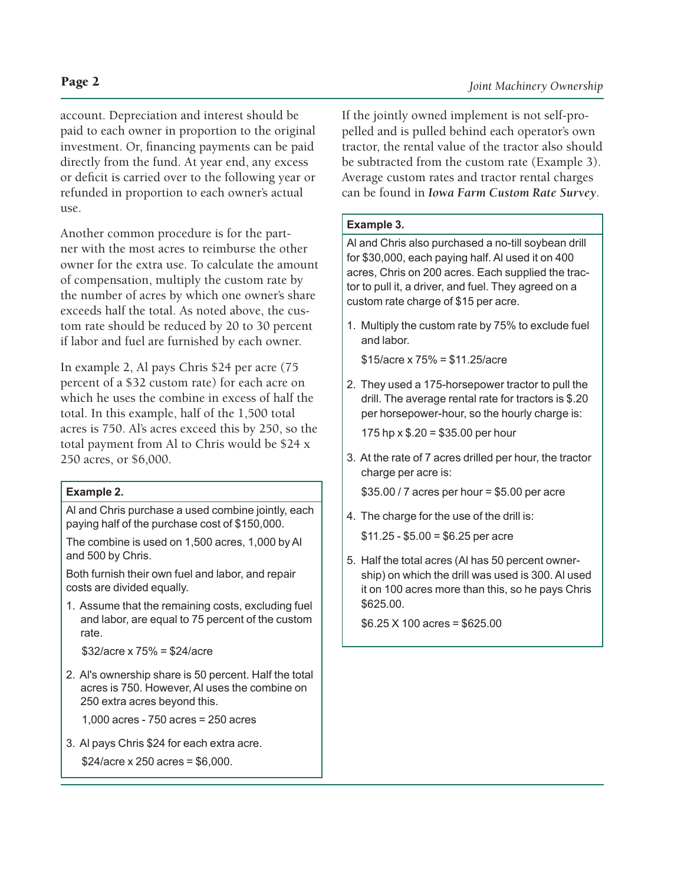account. Depreciation and interest should be paid to each owner in proportion to the original investment. Or, financing payments can be paid directly from the fund. At year end, any excess or deficit is carried over to the following year or refunded in proportion to each owner's actual use.

Another common procedure is for the partner with the most acres to reimburse the other owner for the extra use. To calculate the amount of compensation, multiply the custom rate by the number of acres by which one owner's share exceeds half the total. As noted above, the custom rate should be reduced by 20 to 30 percent if labor and fuel are furnished by each owner.

In example 2, Al pays Chris $24 per acre (75 percent of a $32 custom rate) for each acre on which he uses the combine in excess of half the total. In this example, half of the 1,500 total acres is 750. Al's acres exceed this by 250, so the total payment from Al to Chris would be $24 x 250 acres, or $6,000.

**Example 2.**

Al and Chris purchase a used combine jointly, each paying half of the purchase cost of $150,000.

The combine is used on 1,500 acres, 1,000 by Al and 500 by Chris.

Both furnish their own fuel and labor, and repair costs are divided equally.

1. Assume that the remaining costs, excluding fuel and labor, are equal to 75 percent of the custom rate.

   $32/acre x 75% = $24/acre

2. Al's ownership share is 50 percent. Half the total acres is 750. However, Al uses the combine on 250 extra acres beyond this.

   1,000 acres - 750 acres = 250 acres

3. Al pays Chris $24 for each extra acre.

   $24/acre x 250 acres = $6,000.

If the jointly owned implement is not self-propelled and is pulled behind each operator's own tractor, the rental value of the tractor also should be subtracted from the custom rate (Example 3). Average custom rates and tractor rental charges can be found in ***Iowa Farm Custom Rate Survey***.

**Example 3.**

Al and Chris also purchased a no-till soybean drill for $30,000, each paying half. Al used it on 400 acres, Chris on 200 acres. Each supplied the tractor to pull it, a driver, and fuel. They agreed on a custom rate charge of $15 per acre.

1. Multiply the custom rate by 75% to exclude fuel and labor.

   $15/acre x 75% = $11.25/acre

2. They used a 175-horsepower tractor to pull the drill. The average rental rate for tractors is $.20 per horsepower-hour, so the hourly charge is:

   175 hp x $.20 = $35.00 per hour

3. At the rate of 7 acres drilled per hour, the tractor charge per acre is:

   $35.00 / 7 acres per hour = $5.00 per acre

4. The charge for the use of the drill is:

   $11.25 - $5.00 = $6.25 per acre

5. Half the total acres (Al has 50 percent ownership) on which the drill was used is 300. Al used it on 100 acres more than this, so he pays Chris $625.00.

   $6.25 X 100 acres = $625.00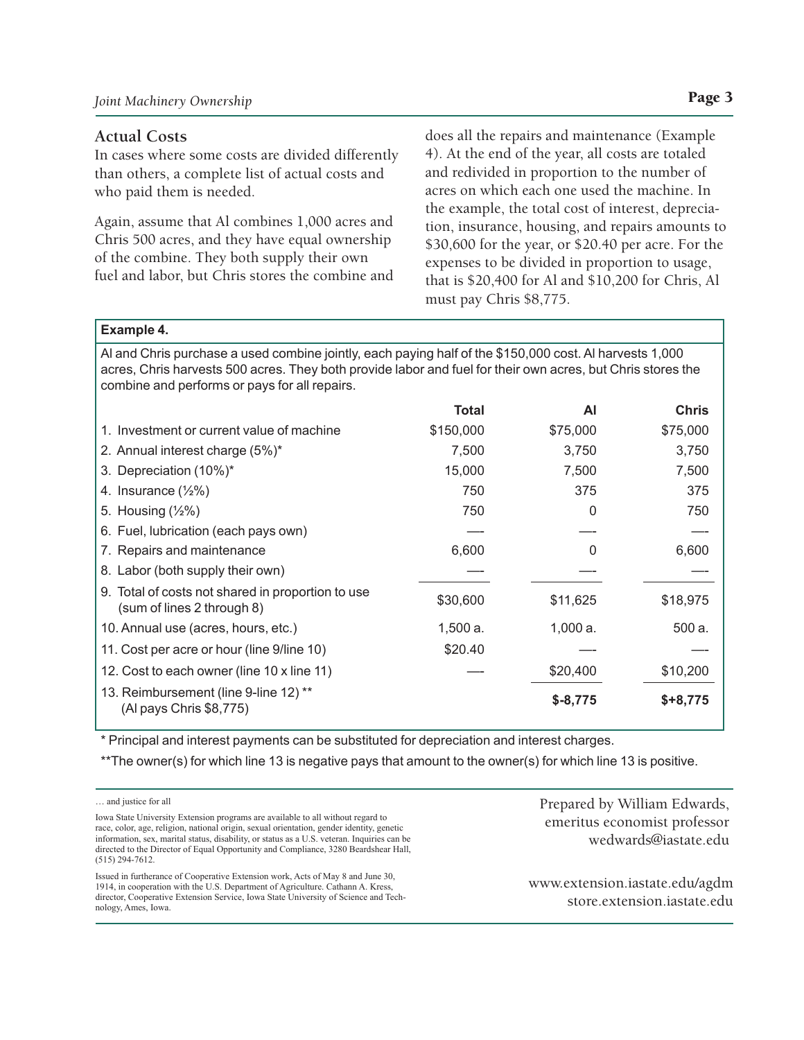## Actual Costs

In cases where some costs are divided differently than others, a complete list of actual costs and who paid them is needed.

Again, assume that Al combines 1,000 acres and Chris 500 acres, and they have equal ownership of the combine. They both supply their own fuel and labor, but Chris stores the combine and does all the repairs and maintenance (Example 4). At the end of the year, all costs are totaled and redivided in proportion to the number of acres on which each one used the machine. In the example, the total cost of interest, depreciation, insurance, housing, and repairs amounts to $30,600 for the year, or $20.40 per acre. For the expenses to be divided in proportion to usage, that is $20,400 for Al and $10,200 for Chris, Al must pay Chris $8,775.

**Example 4.**

Al and Chris purchase a used combine jointly, each paying half of the $150,000 cost. Al harvests 1,000 acres, Chris harvests 500 acres. They both provide labor and fuel for their own acres, but Chris stores the combine and performs or pays for all repairs.

| | Total | Al | Chris |
|---|---|---|---|
| 1. Investment or current value of machine | $150,000 | $75,000 | $75,000 |
| 2. Annual interest charge (5%)* | 7,500 | 3,750 | 3,750 |
| 3. Depreciation (10%)* | 15,000 | 7,500 | 7,500 |
| 4. Insurance (½%) | 750 | 375 | 375 |
| 5. Housing (½%) | 750 | 0 | 750 |
| 6. Fuel, lubrication (each pays own) | —- | —- | —- |
| 7. Repairs and maintenance | 6,600 | 0 | 6,600 |
| 8. Labor (both supply their own) | —- | —- | —- |
| 9. Total of costs not shared in proportion to use (sum of lines 2 through 8) | $30,600 | $11,625 | $18,975 |
| 10. Annual use (acres, hours, etc.) | 1,500 a. | 1,000 a. | 500 a. |
| 11. Cost per acre or hour (line 9/line 10) | $20.40 | —- | —- |
| 12. Cost to each owner (line 10 x line 11) | —- | $20,400 | $10,200 |
| 13. Reimbursement (line 9-line 12) ** (Al pays Chris $8,775) | | **$-8,775** | **$+8,775** |

\* Principal and interest payments can be substituted for depreciation and interest charges.

**The owner(s) for which line 13 is negative pays that amount to the owner(s) for which line 13 is positive.

… and justice for all

Iowa State University Extension programs are available to all without regard to race, color, age, religion, national origin, sexual orientation, gender identity, genetic information, sex, marital status, disability, or status as a U.S. veteran. Inquiries can be directed to the Director of Equal Opportunity and Compliance, 3280 Beardshear Hall, (515) 294-7612.

Issued in furtherance of Cooperative Extension work, Acts of May 8 and June 30, 1914, in cooperation with the U.S. Department of Agriculture. Cathann A. Kress, director, Cooperative Extension Service, Iowa State University of Science and Technology, Ames, Iowa.

Prepared by William Edwards,
emeritus economist professor
wedwards@iastate.edu

www.extension.iastate.edu/agdm
store.extension.iastate.edu